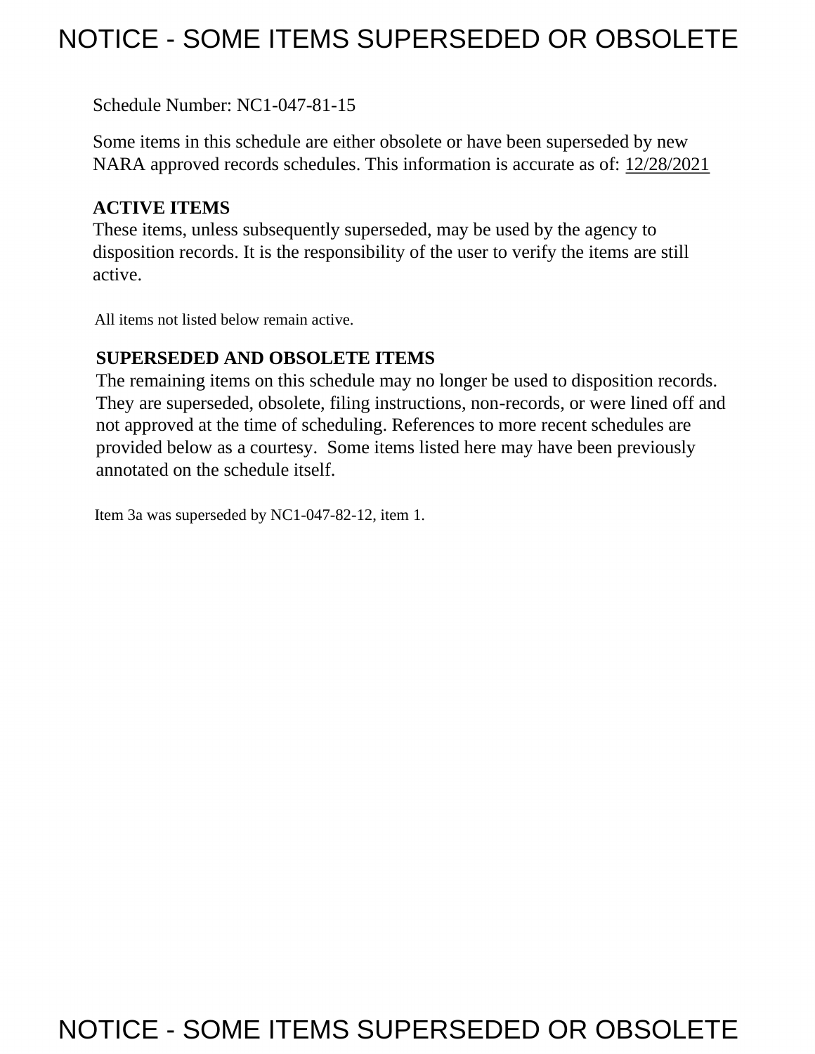# NOTICE - SOME ITEMS SUPERSEDED OR OBSOLETE

Schedule Number: NC1-047-81-15

Some items in this schedule are either obsolete or have been superseded by new NARA approved records schedules. This information is accurate as of: 12/28/2021

**ACTIVE ITEMS**

These items, unless subsequently superseded, may be used by the agency to disposition records. It is the responsibility of the user to verify the items are still active.

All items not listed below remain active.

**SUPERSEDED AND OBSOLETE ITEMS**

The remaining items on this schedule may no longer be used to disposition records. They are superseded, obsolete, filing instructions, non-records, or were lined off and not approved at the time of scheduling. References to more recent schedules are provided below as a courtesy. Some items listed here may have been previously annotated on the schedule itself.

Item 3a was superseded by NC1-047-82-12, item 1.

# NOTICE - SOME ITEMS SUPERSEDED OR OBSOLETE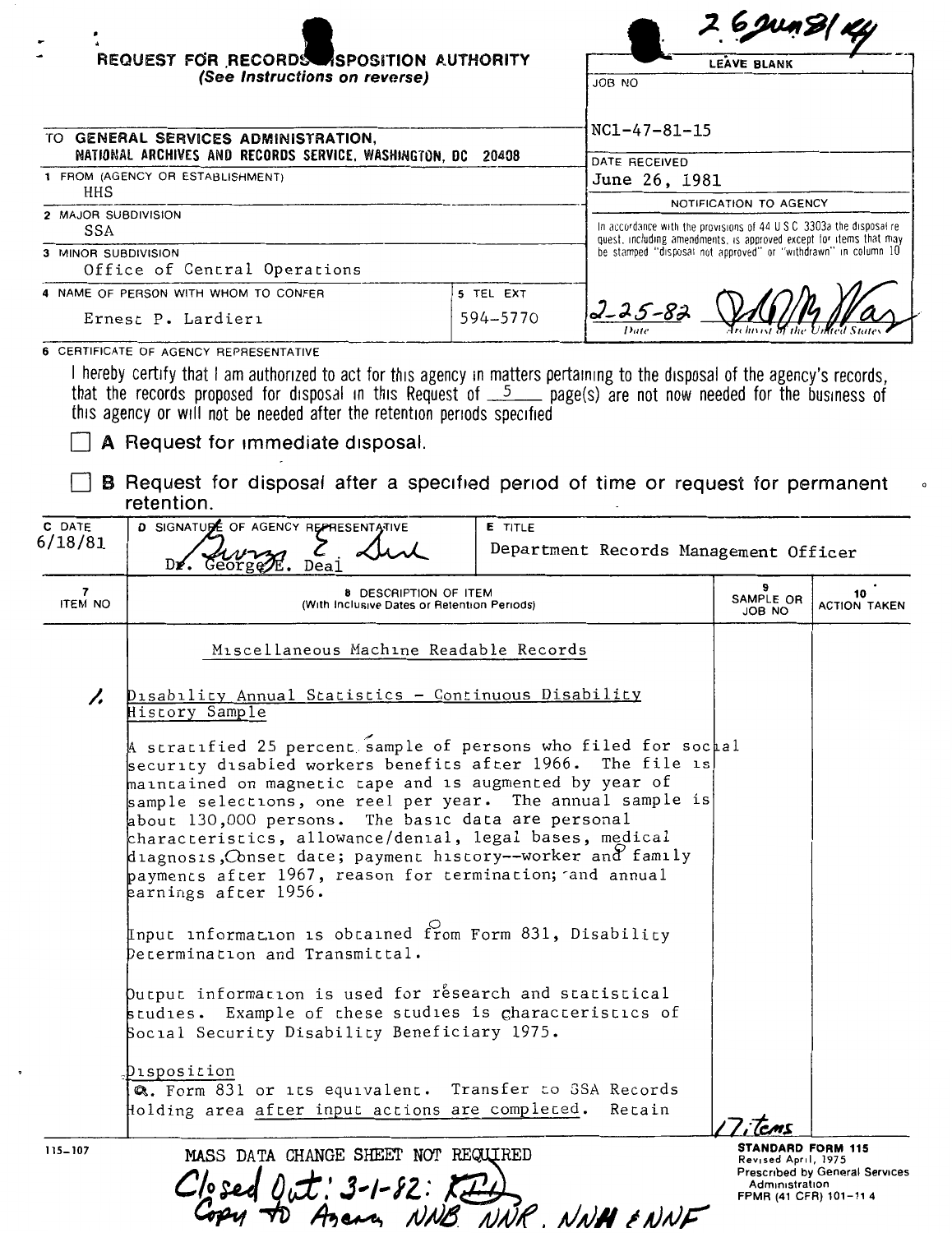2.6 Jun 81 KY

# REQUEST FOR RECORDS DISPOSITION AUTHORITY
*(See Instructions on reverse)*

| LEAVE BLANK |
|---|
| JOB NO<br>NC1-47-81-15 |
| DATE RECEIVED<br>June 26, 1981 |
| NOTIFICATION TO AGENCY<br>In accordance with the provisions of 44 U S C 3303a the disposal request, including amendments, is approved except for items that may be stamped "disposal not approved" or "withdrawn" in column 10 |
| 2-25-82 — Date — Archivist of the United States |

TO **GENERAL SERVICES ADMINISTRATION,**
**NATIONAL ARCHIVES AND RECORDS SERVICE, WASHINGTON, DC 20408**

1 FROM (AGENCY OR ESTABLISHMENT)
HHS

2 MAJOR SUBDIVISION
SSA

3 MINOR SUBDIVISION
Office of Central Operations

4 NAME OF PERSON WITH WHOM TO CONFER
Ernest P. Lardieri

5 TEL EXT
594-5770

6 CERTIFICATE OF AGENCY REPRESENTATIVE

I hereby certify that I am authorized to act for this agency in matters pertaining to the disposal of the agency's records, that the records proposed for disposal in this Request of 5 page(s) are not now needed for the business of this agency or will not be needed after the retention periods specified

☐ **A** Request for immediate disposal.

☐ **B** Request for disposal after a specified period of time or request for permanent retention.

| C DATE | D SIGNATURE OF AGENCY REPRESENTATIVE | E TITLE |
|---|---|---|
| 6/18/81 | Dr. George E. Deal | Department Records Management Officer |

| 7 ITEM NO | 8 DESCRIPTION OF ITEM (With Inclusive Dates or Retention Periods) | 9 SAMPLE OR JOB NO | 10 ACTION TAKEN |
|---|---|---|---|
| | Miscellaneous Machine Readable Records | | |
| 1. | Disability Annual Statistics - Continuous Disability History Sample<br><br>A stratified 25 percent sample of persons who filed for social security disabled workers benefits after 1966. The file is maintained on magnetic tape and is augmented by year of sample selections, one reel per year. The annual sample is about 130,000 persons. The basic data are personal characteristics, allowance/denial, legal bases, medical diagnosis, onset date; payment history--worker and family payments after 1967, reason for termination; and annual earnings after 1956.<br><br>Input information is obtained from Form 831, Disability Determination and Transmittal.<br><br>Output information is used for research and statistical studies. Example of these studies is characteristics of Social Security Disability Beneficiary 1975.<br><br>Disposition<br>a. Form 831 or its equivalent. Transfer to SSA Records Holding area after input actions are completed. Retain | 17 items | |

115-107

MASS DATA CHANGE SHEET NOT REQUIRED

Closed Out: 3-1-82: KD
Copy to Agency, NNB, NNR, NNH & NNF

**STANDARD FORM 115**
Revised April, 1975
Prescribed by General Services Administration
FPMR (41 CFR) 101-11 4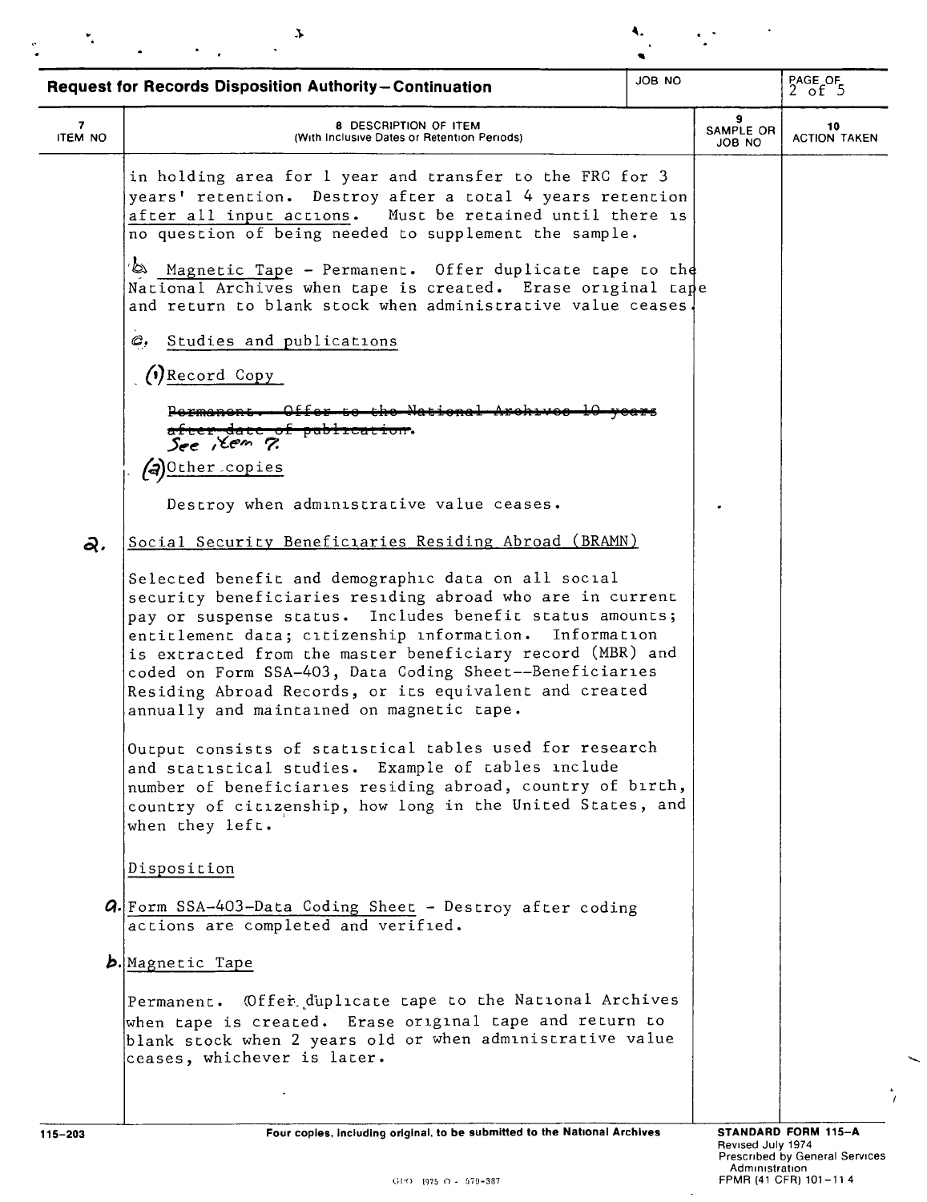**Request for Records Disposition Authority—Continuation**

| JOB NO | PAGE OF |
|---|---|
| | 2 of 5 |

| 7 ITEM NO | 8 DESCRIPTION OF ITEM (With Inclusive Dates or Retention Periods) | 9 SAMPLE OR JOB NO | 10 ACTION TAKEN |
|---|---|---|---|
| | in holding area for 1 year and transfer to the FRC for 3 years' retention. Destroy after a total 4 years retention after all input actions. Must be retained until there is no question of being needed to supplement the sample. | | |
| | b. Magnetic Tape - Permanent. Offer duplicate tape to the National Archives when tape is created. Erase original tape and return to blank stock when administrative value ceases. | | |
| | c. Studies and publications | | |
| | (1) Record Copy | | |
| | ~~Permanent. Offer to the National Archives 10 years after date of publication.~~ See item 7. | | |
| | (2) Other copies | | |
| | Destroy when administrative value ceases. | | |
| 2. | Social Security Beneficiaries Residing Abroad (BRAMN) | | |
| | Selected benefit and demographic data on all social security beneficiaries residing abroad who are in current pay or suspense status. Includes benefit status amounts; entitlement data; citizenship information. Information is extracted from the master beneficiary record (MBR) and coded on Form SSA-403, Data Coding Sheet--Beneficiaries Residing Abroad Records, or its equivalent and created annually and maintained on magnetic tape. | | |
| | Output consists of statistical tables used for research and statistical studies. Example of tables include number of beneficiaries residing abroad, country of birth, country of citizenship, how long in the United States, and when they left. | | |
| | Disposition | | |
| a. | Form SSA-403-Data Coding Sheet - Destroy after coding actions are completed and verified. | | |
| b. | Magnetic Tape | | |
| | Permanent. Offer duplicate tape to the National Archives when tape is created. Erase original tape and return to blank stock when 2 years old or when administrative value ceases, whichever is later. | | |

115-203 — Four copies, including original, to be submitted to the National Archives

STANDARD FORM 115-A
Revised July 1974
Prescribed by General Services Administration
FPMR (41 CFR) 101-11 4

GPO 1975 O - 579-387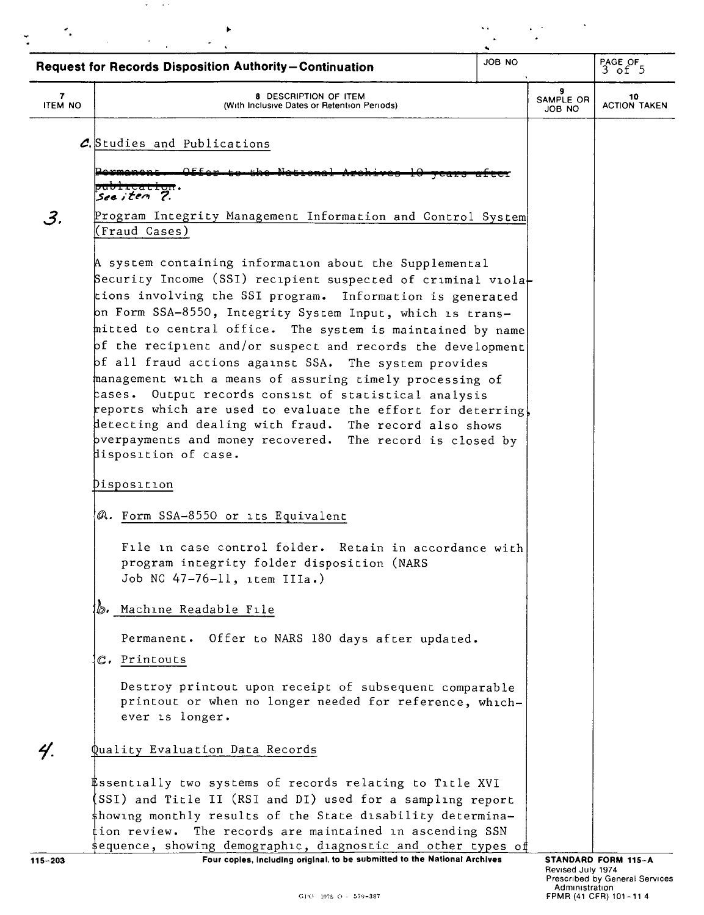**Request for Records Disposition Authority—Continuation**

| 7 ITEM NO | 8 DESCRIPTION OF ITEM (With Inclusive Dates or Retention Periods) | 9 SAMPLE OR JOB NO | 10 ACTION TAKEN |
|---|---|---|---|

c. Studies and Publications

~~Permanent. Offer to the National Archives 10 years after publication.~~
*See item 7.*

**3.** Program Integrity Management Information and Control System (Fraud Cases)

A system containing information about the Supplemental Security Income (SSI) recipient suspected of criminal violations involving the SSI program. Information is generated on Form SSA-8550, Integrity System Input, which is transmitted to central office. The system is maintained by name of the recipient and/or suspect and records the development of all fraud actions against SSA. The system provides management with a means of assuring timely processing of cases. Output records consist of statistical analysis reports which are used to evaluate the effort for deterring, detecting and dealing with fraud. The record also shows overpayments and money recovered. The record is closed by disposition of case.

Disposition

a. Form SSA-8550 or its Equivalent

File in case control folder. Retain in accordance with program integrity folder disposition (NARS Job NC 47-76-11, item IIIa.)

b. Machine Readable File

Permanent. Offer to NARS 180 days after updated.

c. Printouts

Destroy printout upon receipt of subsequent comparable printout or when no longer needed for reference, whichever is longer.

**4.** Quality Evaluation Data Records

Essentially two systems of records relating to Title XVI (SSI) and Title II (RSI and DI) used for a sampling report showing monthly results of the State disability determination review. The records are maintained in ascending SSN sequence, showing demographic, diagnostic and other types of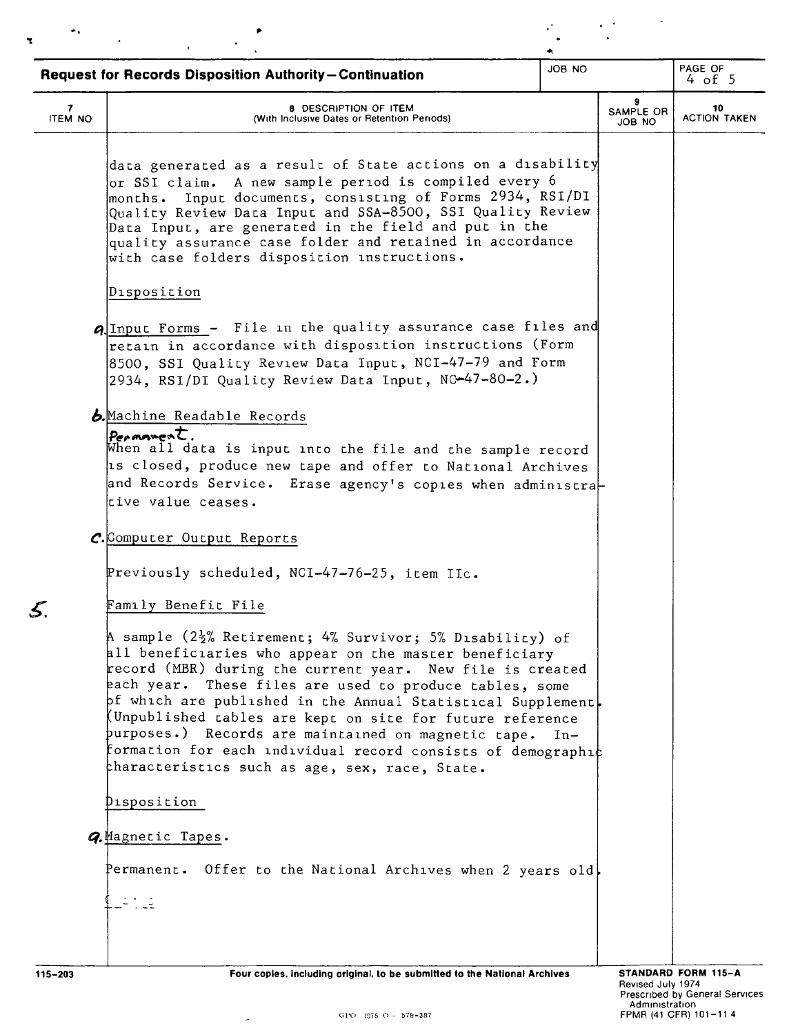**Request for Records Disposition Authority—Continuation**

| JOB NO | PAGE OF |
|---|---|
| | 4 of 5 |

| 7 ITEM NO | 8 DESCRIPTION OF ITEM (With Inclusive Dates or Retention Periods) | 9 SAMPLE OR JOB NO | 10 ACTION TAKEN |
|---|---|---|---|

data generated as a result of State actions on a disability or SSI claim. A new sample period is compiled every 6 months. Input documents, consisting of Forms 2934, RSI/DI Quality Review Data Input and SSA-8500, SSI Quality Review Data Input, are generated in the field and put in the quality assurance case folder and retained in accordance with case folders disposition instructions.

Disposition

a. Input Forms - File in the quality assurance case files and retain in accordance with disposition instructions (Form 8500, SSI Quality Review Data Input, NCI-47-79 and Form 2934, RSI/DI Quality Review Data Input, NC-47-80-2.)

b. Machine Readable Records

Permanent.
When all data is input into the file and the sample record is closed, produce new tape and offer to National Archives and Records Service. Erase agency's copies when administrative value ceases.

c. Computer Output Reports

Previously scheduled, NCI-47-76-25, item IIc.

5. Family Benefit File

A sample (2½% Retirement; 4% Survivor; 5% Disability) of all beneficiaries who appear on the master beneficiary record (MBR) during the current year. New file is created each year. These files are used to produce tables, some of which are published in the Annual Statistical Supplement. (Unpublished tables are kept on site for future reference purposes.) Records are maintained on magnetic tape. Information for each individual record consists of demographic characteristics such as age, sex, race, State.

Disposition

a. Magnetic Tapes.

Permanent. Offer to the National Archives when 2 years old.

115-203 Four copies, including original, to be submitted to the National Archives

STANDARD FORM 115-A
Revised July 1974
Prescribed by General Services Administration
FPMR (41 CFR) 101-11 4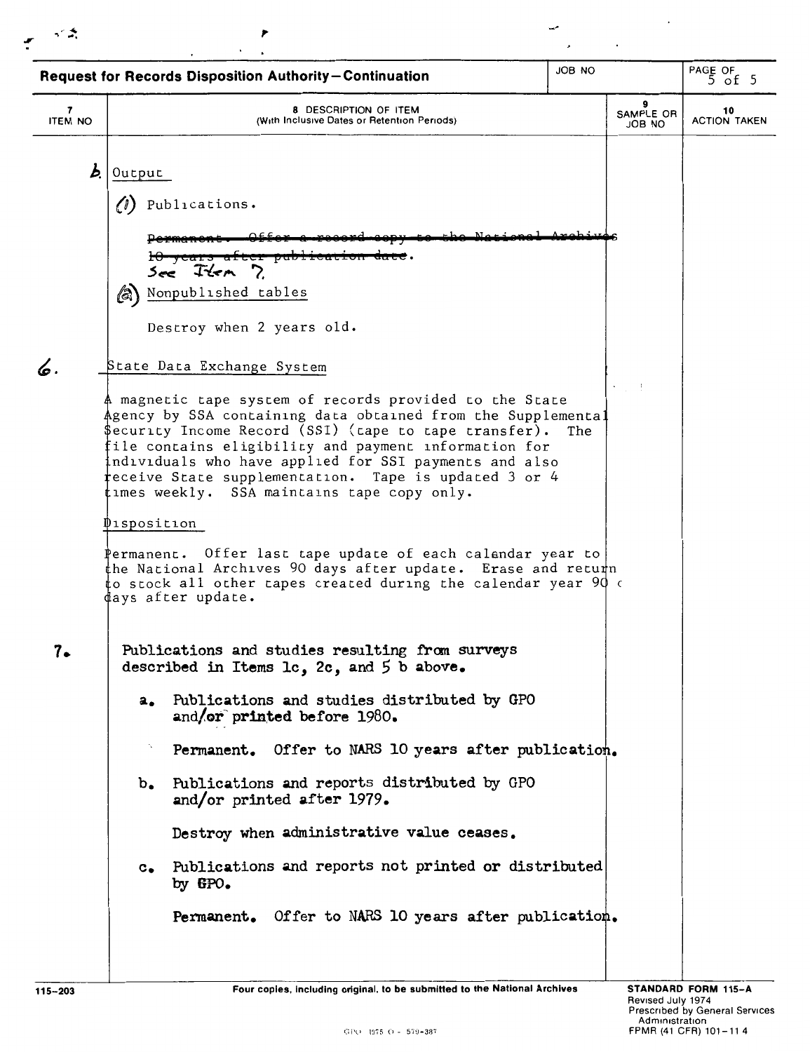## Request for Records Disposition Authority—Continuation

| 7 ITEM NO | 8 DESCRIPTION OF ITEM (With Inclusive Dates or Retention Periods) | 9 SAMPLE OR JOB NO | 10 ACTION TAKEN |
|---|---|---|---|

b. Output

(1) Publications.

~~Permanent. Offer a record copy to the National Archives 10 years after publication date.~~
See Item 7.

(2) Nonpublished tables

Destroy when 2 years old.

6. State Data Exchange System

A magnetic tape system of records provided to the State Agency by SSA containing data obtained from the Supplemental Security Income Record (SSI) (tape to tape transfer). The file contains eligibility and payment information for individuals who have applied for SSI payments and also receive State supplementation. Tape is updated 3 or 4 times weekly. SSA maintains tape copy only.

Disposition

Permanent. Offer last tape update of each calendar year to the National Archives 90 days after update. Erase and return to stock all other tapes created during the calendar year 90 days after update.

7. Publications and studies resulting from surveys described in Items 1c, 2c, and 5 b above.

a. Publications and studies distributed by GPO and/or printed before 1980.

Permanent. Offer to NARS 10 years after publication.

b. Publications and reports distributed by GPO and/or printed after 1979.

Destroy when administrative value ceases.

c. Publications and reports not printed or distributed by GPO.

Permanent. Offer to NARS 10 years after publication.

115-203

Four copies, including original, to be submitted to the National Archives

STANDARD FORM 115-A
Revised July 1974
Prescribed by General Services Administration
FPMR (41 CFR) 101-11 4